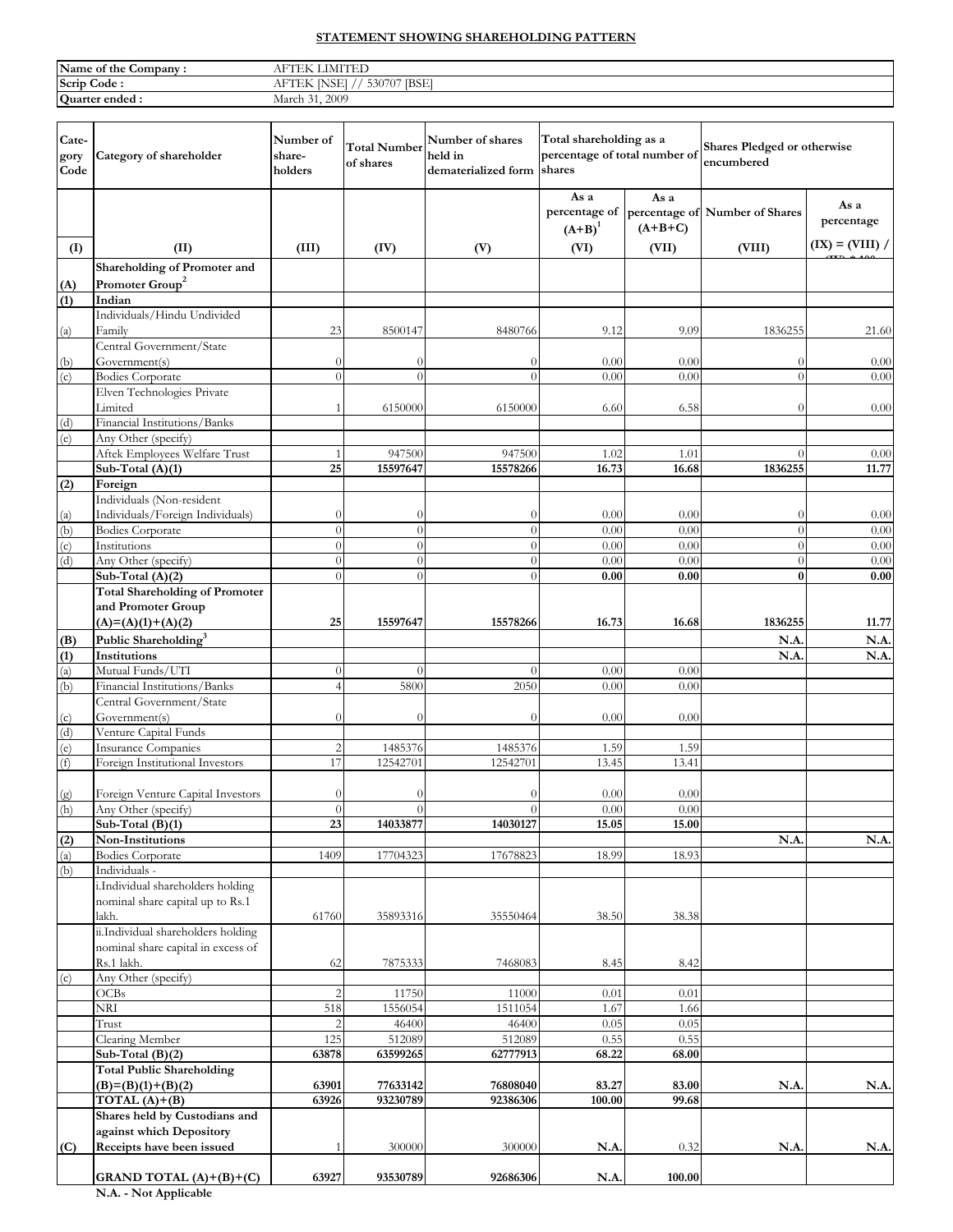**STATEMENT SHOWING SHAREHOLDING PATTERN**

| | |
|---|---|
| **Name of the Company :** | AFTEK LIMITED |
| **Scrip Code :** | AFTEK [NSE] // 530707 [BSE] |
| **Quarter ended :** | March 31, 2009 |

| Category Code | Category of shareholder | Number of shareholders | Total Number of shares | Number of shares held in dematerialized form | Total shareholding as a percentage of total number of shares | | Shares Pledged or otherwise encumbered | |
|---|---|---|---|---|---|---|---|---|
| | | | | | As a percentage of (A+B)[1] | As a percentage of (A+B+C) | Number of Shares | As a percentage |
| (I) | (II) | (III) | (IV) | (V) | (VI) | (VII) | (VIII) | (IX) = (VIII) / (IV) * 100 |
| **(A)** | **Shareholding of Promoter and Promoter Group[2]** | | | | | | | |
| **(1)** | **Indian** | | | | | | | |
| (a) | Individuals/Hindu Undivided Family | 23 | 8500147 | 8480766 | 9.12 | 9.09 | 1836255 | 21.60 |
| (b) | Central Government/State Government(s) | 0 | 0 | 0 | 0.00 | 0.00 | 0 | 0.00 |
| (c) | Bodies Corporate | 0 | 0 | 0 | 0.00 | 0.00 | 0 | 0.00 |
| | Elven Technologies Private Limited | 1 | 6150000 | 6150000 | 6.60 | 6.58 | 0 | 0.00 |
| (d) | Financial Institutions/Banks | | | | | | | |
| (e) | Any Other (specify) | | | | | | | |
| | Aftek Employees Welfare Trust | 1 | 947500 | 947500 | 1.02 | 1.01 | 0 | 0.00 |
| | **Sub-Total (A)(1)** | **25** | **15597647** | **15578266** | **16.73** | **16.68** | **1836255** | **11.77** |
| **(2)** | **Foreign** | | | | | | | |
| (a) | Individuals (Non-resident Individuals/Foreign Individuals) | 0 | 0 | 0 | 0.00 | 0.00 | 0 | 0.00 |
| (b) | Bodies Corporate | 0 | 0 | 0 | 0.00 | 0.00 | 0 | 0.00 |
| (c) | Institutions | 0 | 0 | 0 | 0.00 | 0.00 | 0 | 0.00 |
| (d) | Any Other (specify) | 0 | 0 | 0 | 0.00 | 0.00 | 0 | 0.00 |
| | **Sub-Total (A)(2)** | 0 | 0 | 0 | **0.00** | **0.00** | **0** | **0.00** |
| | **Total Shareholding of Promoter and Promoter Group (A)=(A)(1)+(A)(2)** | **25** | **15597647** | **15578266** | **16.73** | **16.68** | **1836255** | **11.77** |
| **(B)** | **Public Shareholding[3]** | | | | | | **N.A.** | **N.A.** |
| **(1)** | **Institutions** | | | | | | **N.A.** | **N.A.** |
| (a) | Mutual Funds/UTI | 0 | 0 | 0 | 0.00 | 0.00 | | |
| (b) | Financial Institutions/Banks | 4 | 5800 | 2050 | 0.00 | 0.00 | | |
| (c) | Central Government/State Government(s) | 0 | 0 | 0 | 0.00 | 0.00 | | |
| (d) | Venture Capital Funds | | | | | | | |
| (e) | Insurance Companies | 2 | 1485376 | 1485376 | 1.59 | 1.59 | | |
| (f) | Foreign Institutional Investors | 17 | 12542701 | 12542701 | 13.45 | 13.41 | | |
| (g) | Foreign Venture Capital Investors | 0 | 0 | 0 | 0.00 | 0.00 | | |
| (h) | Any Other (specify) | 0 | 0 | 0 | 0.00 | 0.00 | | |
| | **Sub-Total (B)(1)** | **23** | **14033877** | **14030127** | **15.05** | **15.00** | | |
| **(2)** | **Non-Institutions** | | | | | | **N.A.** | **N.A.** |
| (a) | Bodies Corporate | 1409 | 17704323 | 17678823 | 18.99 | 18.93 | | |
| (b) | Individuals - | | | | | | | |
| | i.Individual shareholders holding nominal share capital up to Rs.1 lakh. | 61760 | 35893316 | 35550464 | 38.50 | 38.38 | | |
| | ii.Individual shareholders holding nominal share capital in excess of Rs.1 lakh. | 62 | 7875333 | 7468083 | 8.45 | 8.42 | | |
| (c) | Any Other (specify) | | | | | | | |
| | OCBs | 2 | 11750 | 11000 | 0.01 | 0.01 | | |
| | NRI | 518 | 1556054 | 1511054 | 1.67 | 1.66 | | |
| | Trust | 2 | 46400 | 46400 | 0.05 | 0.05 | | |
| | Clearing Member | 125 | 512089 | 512089 | 0.55 | 0.55 | | |
| | **Sub-Total (B)(2)** | **63878** | **63599265** | **62777913** | **68.22** | **68.00** | | |
| | **Total Public Shareholding (B)=(B)(1)+(B)(2)** | **63901** | **77633142** | **76808040** | **83.27** | **83.00** | **N.A.** | **N.A.** |
| | **TOTAL (A)+(B)** | **63926** | **93230789** | **92386306** | **100.00** | **99.68** | | |
| **(C)** | **Shares held by Custodians and against which Depository Receipts have been issued** | 1 | 300000 | 300000 | **N.A.** | 0.32 | **N.A.** | **N.A.** |
| | **GRAND TOTAL (A)+(B)+(C)** | **63927** | **93530789** | **92686306** | **N.A.** | **100.00** | | |

**N.A. - Not Applicable**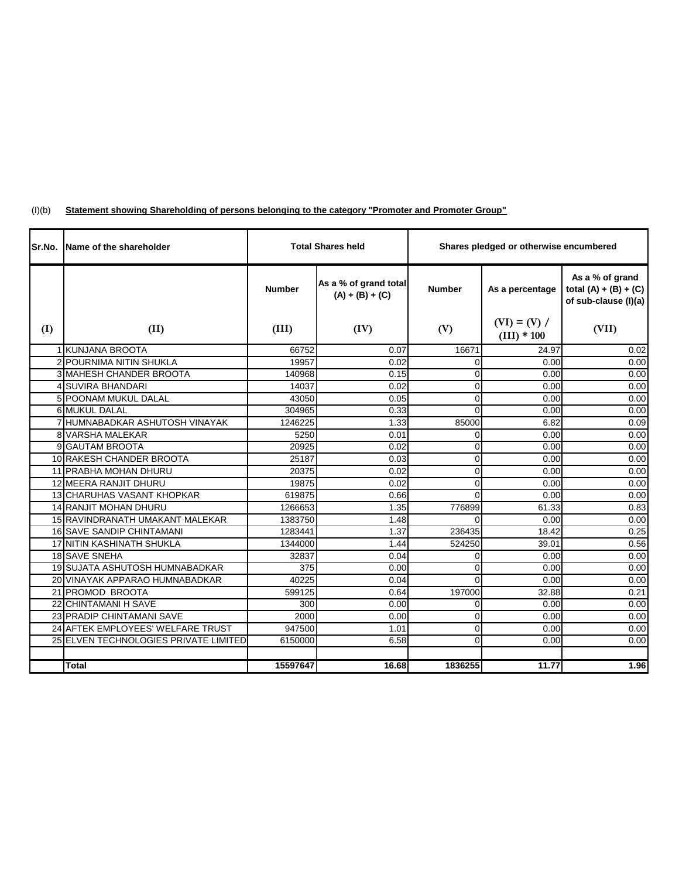(I)(b) **Statement showing Shareholding of persons belonging to the category "Promoter and Promoter Group"**

| Sr.No. | Name of the shareholder | Total Shares held | | Shares pledged or otherwise encumbered | | |
|---|---|---|---|---|---|---|
| | | Number | As a % of grand total (A) + (B) + (C) | Number | As a percentage | As a % of grand total (A) + (B) + (C) of sub-clause (I)(a) |
| (I) | (II) | (III) | (IV) | (V) | (VI) = (V) / (III) * 100 | (VII) |
| 1 | KUNJANA BROOTA | 66752 | 0.07 | 16671 | 24.97 | 0.02 |
| 2 | POURNIMA NITIN SHUKLA | 19957 | 0.02 | 0 | 0.00 | 0.00 |
| 3 | MAHESH CHANDER BROOTA | 140968 | 0.15 | 0 | 0.00 | 0.00 |
| 4 | SUVIRA BHANDARI | 14037 | 0.02 | 0 | 0.00 | 0.00 |
| 5 | POONAM MUKUL DALAL | 43050 | 0.05 | 0 | 0.00 | 0.00 |
| 6 | MUKUL DALAL | 304965 | 0.33 | 0 | 0.00 | 0.00 |
| 7 | HUMNABADKAR ASHUTOSH VINAYAK | 1246225 | 1.33 | 85000 | 6.82 | 0.09 |
| 8 | VARSHA MALEKAR | 5250 | 0.01 | 0 | 0.00 | 0.00 |
| 9 | GAUTAM BROOTA | 20925 | 0.02 | 0 | 0.00 | 0.00 |
| 10 | RAKESH CHANDER BROOTA | 25187 | 0.03 | 0 | 0.00 | 0.00 |
| 11 | PRABHA MOHAN DHURU | 20375 | 0.02 | 0 | 0.00 | 0.00 |
| 12 | MEERA RANJIT DHURU | 19875 | 0.02 | 0 | 0.00 | 0.00 |
| 13 | CHARUHAS VASANT KHOPKAR | 619875 | 0.66 | 0 | 0.00 | 0.00 |
| 14 | RANJIT MOHAN DHURU | 1266653 | 1.35 | 776899 | 61.33 | 0.83 |
| 15 | RAVINDRANATH UMAKANT MALEKAR | 1383750 | 1.48 | 0 | 0.00 | 0.00 |
| 16 | SAVE SANDIP CHINTAMANI | 1283441 | 1.37 | 236435 | 18.42 | 0.25 |
| 17 | NITIN KASHINATH SHUKLA | 1344000 | 1.44 | 524250 | 39.01 | 0.56 |
| 18 | SAVE SNEHA | 32837 | 0.04 | 0 | 0.00 | 0.00 |
| 19 | SUJATA ASHUTOSH HUMNABADKAR | 375 | 0.00 | 0 | 0.00 | 0.00 |
| 20 | VINAYAK APPARAO HUMNABADKAR | 40225 | 0.04 | 0 | 0.00 | 0.00 |
| 21 | PROMOD BROOTA | 599125 | 0.64 | 197000 | 32.88 | 0.21 |
| 22 | CHINTAMANI H SAVE | 300 | 0.00 | 0 | 0.00 | 0.00 |
| 23 | PRADIP CHINTAMANI SAVE | 2000 | 0.00 | 0 | 0.00 | 0.00 |
| 24 | AFTEK EMPLOYEES' WELFARE TRUST | 947500 | 1.01 | 0 | 0.00 | 0.00 |
| 25 | ELVEN TECHNOLOGIES PRIVATE LIMITED | 6150000 | 6.58 | 0 | 0.00 | 0.00 |
| | | | | | | |
| | **Total** | **15597647** | **16.68** | **1836255** | **11.77** | **1.96** |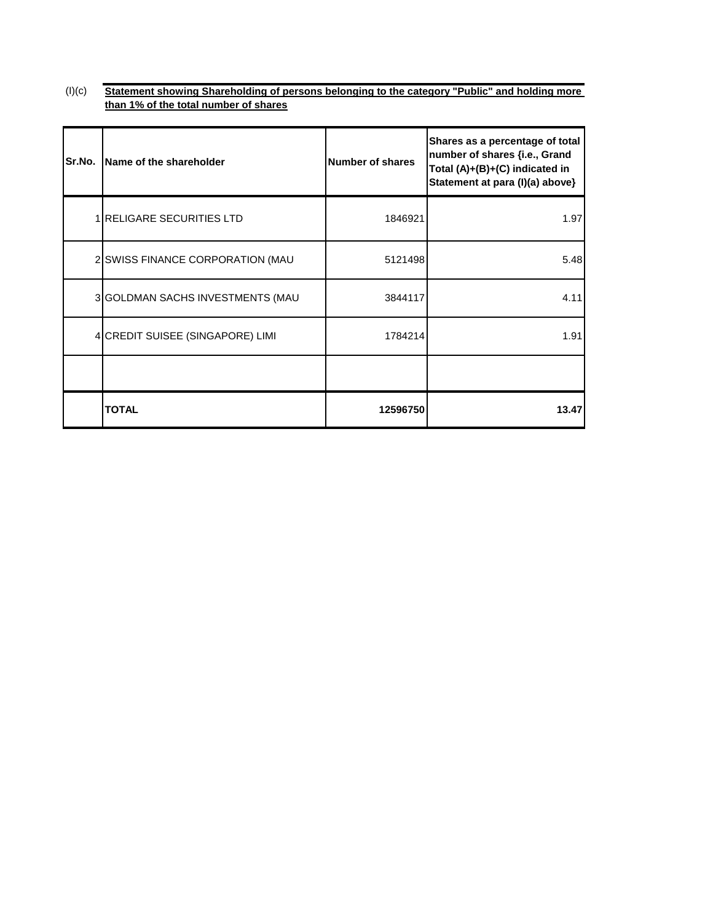(I)(c) **Statement showing Shareholding of persons belonging to the category "Public" and holding more than 1% of the total number of shares**

| Sr.No. | Name of the shareholder | Number of shares | Shares as a percentage of total number of shares {i.e., Grand Total (A)+(B)+(C) indicated in Statement at para (I)(a) above} |
|---|---|---|---|
| 1 | RELIGARE SECURITIES LTD | 1846921 | 1.97 |
| 2 | SWISS FINANCE CORPORATION (MAU | 5121498 | 5.48 |
| 3 | GOLDMAN SACHS INVESTMENTS (MAU | 3844117 | 4.11 |
| 4 | CREDIT SUISEE (SINGAPORE) LIMI | 1784214 | 1.91 |
| | | | |
| | **TOTAL** | **12596750** | **13.47** |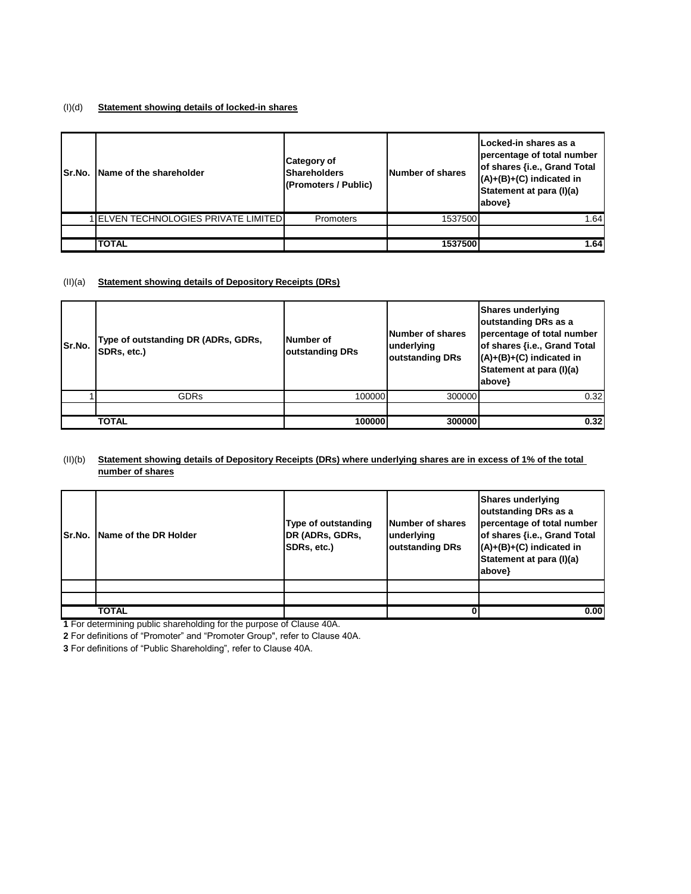(I)(d) **Statement showing details of locked-in shares**

| Sr.No. | Name of the shareholder | Category of Shareholders (Promoters / Public) | Number of shares | Locked-in shares as a percentage of total number of shares {i.e., Grand Total (A)+(B)+(C) indicated in Statement at para (I)(a) above} |
|---|---|---|---|---|
| 1 | ELVEN TECHNOLOGIES PRIVATE LIMITED | Promoters | 1537500 | 1.64 |
| | | | | |
| | **TOTAL** | | **1537500** | **1.64** |

(II)(a) **Statement showing details of Depository Receipts (DRs)**

| Sr.No. | Type of outstanding DR (ADRs, GDRs, SDRs, etc.) | Number of outstanding DRs | Number of shares underlying outstanding DRs | Shares underlying outstanding DRs as a percentage of total number of shares {i.e., Grand Total (A)+(B)+(C) indicated in Statement at para (I)(a) above} |
|---|---|---|---|---|
| 1 | GDRs | 100000 | 300000 | 0.32 |
| | | | | |
| | **TOTAL** | **100000** | **300000** | **0.32** |

(II)(b) **Statement showing details of Depository Receipts (DRs) where underlying shares are in excess of 1% of the total number of shares**

| Sr.No. | Name of the DR Holder | Type of outstanding DR (ADRs, GDRs, SDRs, etc.) | Number of shares underlying outstanding DRs | Shares underlying outstanding DRs as a percentage of total number of shares {i.e., Grand Total (A)+(B)+(C) indicated in Statement at para (I)(a) above} |
|---|---|---|---|---|
| | | | | |
| | | | | |
| | **TOTAL** | | **0** | **0.00** |

**1** For determining public shareholding for the purpose of Clause 40A.

**2** For definitions of "Promoter" and "Promoter Group", refer to Clause 40A.

**3** For definitions of "Public Shareholding", refer to Clause 40A.